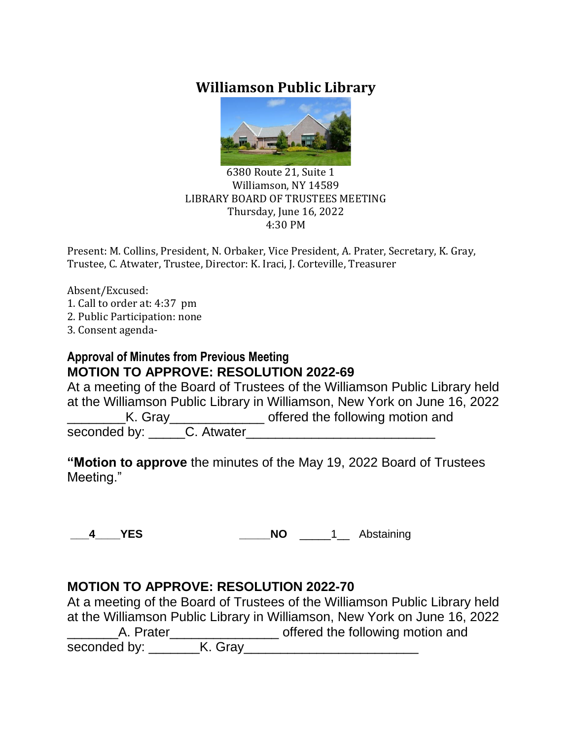# Williamson Public Library

6380 Route 21, Suite 1
Williamson, NY 14589
LIBRARY BOARD OF TRUSTEES MEETING
Thursday, June 16, 2022
4:30 PM

Present: M. Collins, President, N. Orbaker, Vice President, A. Prater, Secretary, K. Gray, Trustee, C. Atwater, Trustee, Director: K. Iraci, J. Corteville, Treasurer

Absent/Excused:

1. Call to order at: 4:37 pm
2. Public Participation: none
3. Consent agenda-

**Approval of Minutes from Previous Meeting**

**MOTION TO APPROVE: RESOLUTION 2022-69**

At a meeting of the Board of Trustees of the Williamson Public Library held at the Williamson Public Library in Williamson, New York on June 16, 2022 ________K. Gray_____________ offered the following motion and seconded by: _____C. Atwater__________________________

**"Motion to approve** the minutes of the May 19, 2022 Board of Trustees Meeting."

**___4____YES** **_____NO** _____1__ Abstaining

**MOTION TO APPROVE: RESOLUTION 2022-70**

At a meeting of the Board of Trustees of the Williamson Public Library held at the Williamson Public Library in Williamson, New York on June 16, 2022 _______A. Prater_______________ offered the following motion and seconded by: _______K. Gray________________________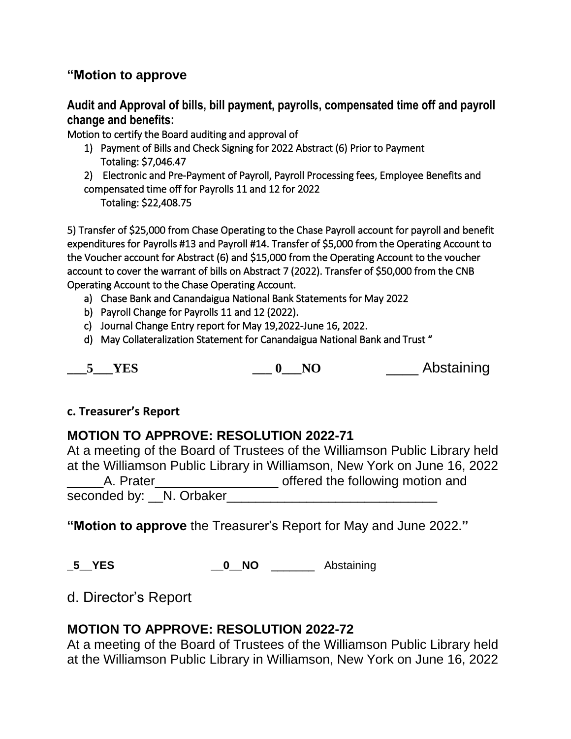**“Motion to approve**

**Audit and Approval of bills, bill payment, payrolls, compensated time off and payroll change and benefits:**

Motion to certify the Board auditing and approval of

1) Payment of Bills and Check Signing for 2022 Abstract (6) Prior to Payment
   Totaling: $7,046.47
2) Electronic and Pre-Payment of Payroll, Payroll Processing fees, Employee Benefits and compensated time off for Payrolls 11 and 12 for 2022
   Totaling: $22,408.75

5) Transfer of $25,000 from Chase Operating to the Chase Payroll account for payroll and benefit expenditures for Payrolls #13 and Payroll #14. Transfer of $5,000 from the Operating Account to the Voucher account for Abstract (6) and $15,000 from the Operating Account to the voucher account to cover the warrant of bills on Abstract 7 (2022). Transfer of $50,000 from the CNB Operating Account to the Chase Operating Account.

a) Chase Bank and Canandaigua National Bank Statements for May 2022
b) Payroll Change for Payrolls 11 and 12 (2022).
c) Journal Change Entry report for May 19,2022-June 16, 2022.
d) May Collateralization Statement for Canandaigua National Bank and Trust ”

**___5___YES** **___ 0___NO** ____ Abstaining

**c. Treasurer’s Report**

**MOTION TO APPROVE: RESOLUTION 2022-71**

At a meeting of the Board of Trustees of the Williamson Public Library held at the Williamson Public Library in Williamson, New York on June 16, 2022 _____A. Prater________________ offered the following motion and seconded by: __N. Orbaker____________________________

**“Motion to approve** the Treasurer’s Report for May and June 2022.**”**

**_5__YES** **__0__NO** _______ Abstaining

d. Director’s Report

**MOTION TO APPROVE: RESOLUTION 2022-72**

At a meeting of the Board of Trustees of the Williamson Public Library held at the Williamson Public Library in Williamson, New York on June 16, 2022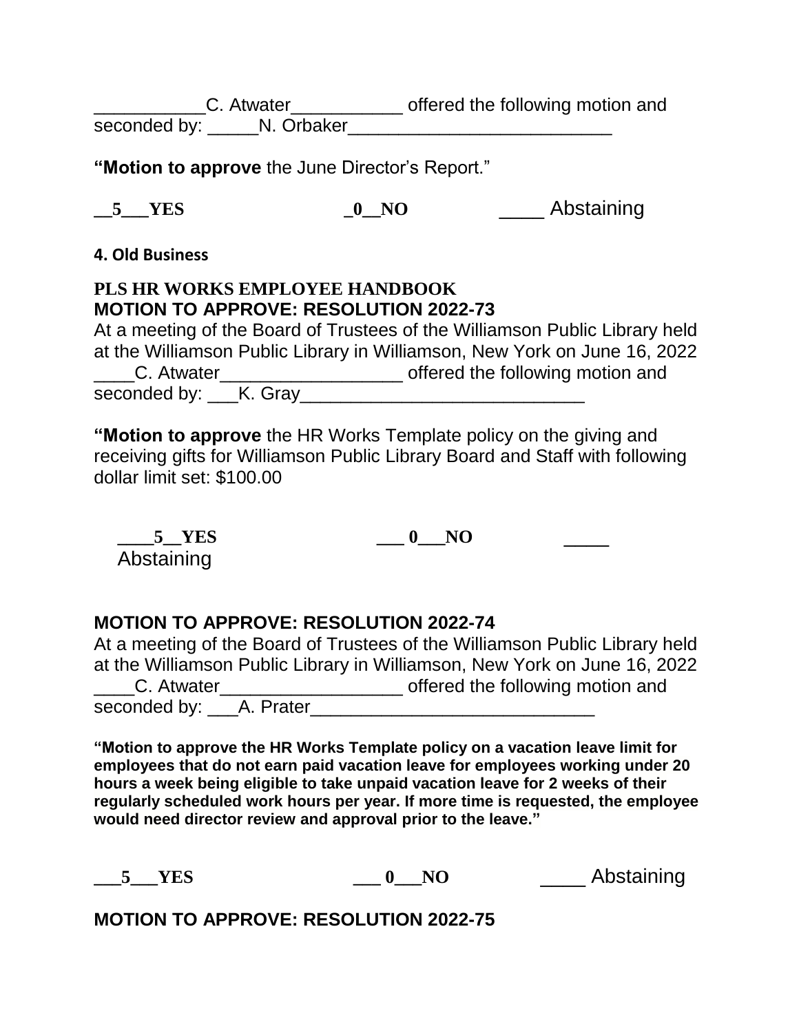___________C. Atwater___________ offered the following motion and seconded by: _____N. Orbaker___________________________

**"Motion to approve** the June Director's Report."

**__5___YES** **_0__NO** ____ Abstaining

**4. Old Business**

**PLS HR WORKS EMPLOYEE HANDBOOK**
**MOTION TO APPROVE: RESOLUTION 2022-73**

At a meeting of the Board of Trustees of the Williamson Public Library held at the Williamson Public Library in Williamson, New York on June 16, 2022 ____C. Atwater__________________ offered the following motion and seconded by: ___K. Gray_____________________________

**"Motion to approve** the HR Works Template policy on the giving and receiving gifts for Williamson Public Library Board and Staff with following dollar limit set: $100.00

**____5__YES** **___ 0___NO** **_____** Abstaining

**MOTION TO APPROVE: RESOLUTION 2022-74**

At a meeting of the Board of Trustees of the Williamson Public Library held at the Williamson Public Library in Williamson, New York on June 16, 2022 ____C. Atwater__________________ offered the following motion and seconded by: ___A. Prater_____________________________

**"Motion to approve the HR Works Template policy on a vacation leave limit for employees that do not earn paid vacation leave for employees working under 20 hours a week being eligible to take unpaid vacation leave for 2 weeks of their regularly scheduled work hours per year. If more time is requested, the employee would need director review and approval prior to the leave."**

**___5___YES** **___ 0___NO** ____ Abstaining

**MOTION TO APPROVE: RESOLUTION 2022-75**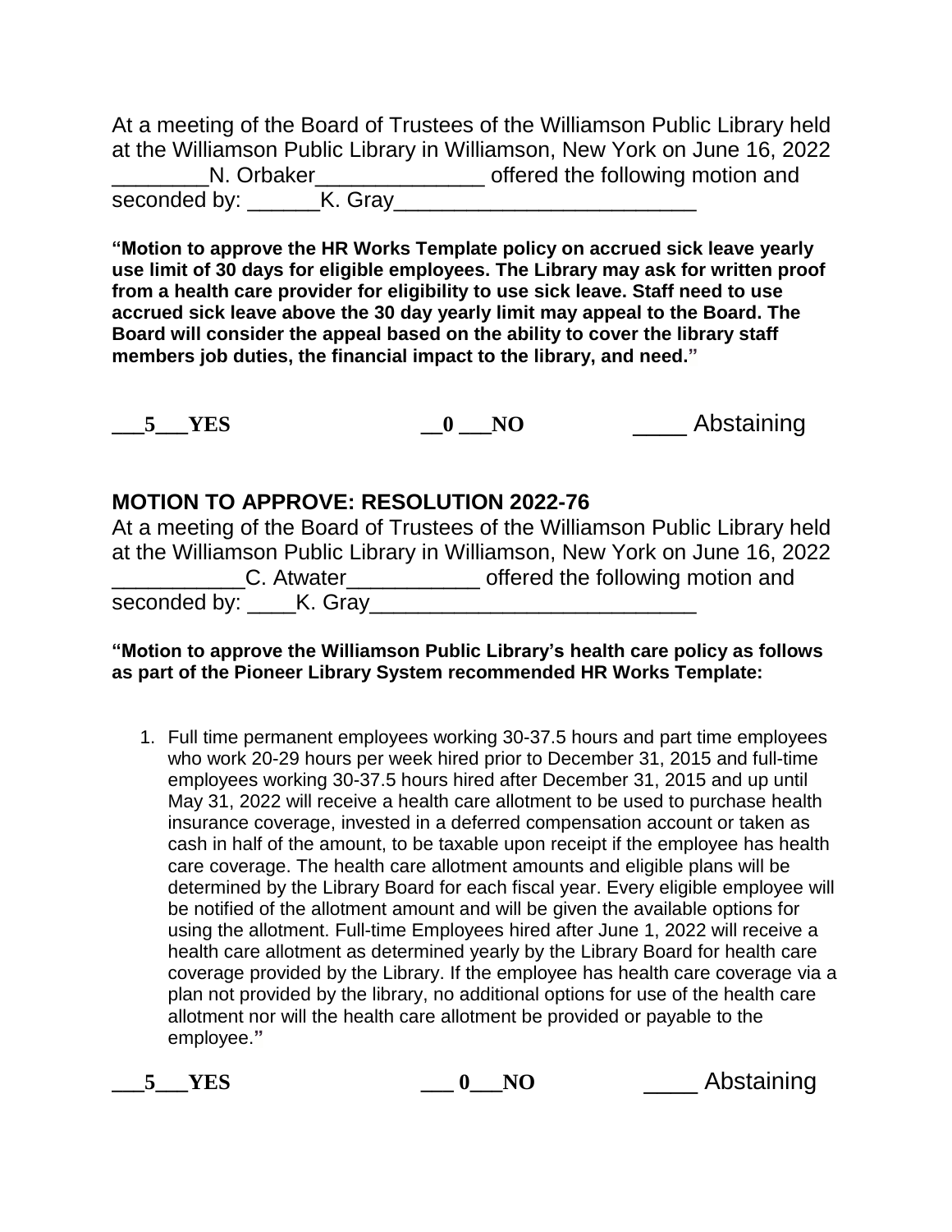At a meeting of the Board of Trustees of the Williamson Public Library held at the Williamson Public Library in Williamson, New York on June 16, 2022 ________N. Orbaker______________ offered the following motion and seconded by: ______K. Gray_________________________

**"Motion to approve the HR Works Template policy on accrued sick leave yearly use limit of 30 days for eligible employees. The Library may ask for written proof from a health care provider for eligibility to use sick leave. Staff need to use accrued sick leave above the 30 day yearly limit may appeal to the Board. The Board will consider the appeal based on the ability to cover the library staff members job duties, the financial impact to the library, and need."**

**___5___YES** **__0 ___NO** ____ Abstaining

## MOTION TO APPROVE: RESOLUTION 2022-76

At a meeting of the Board of Trustees of the Williamson Public Library held at the Williamson Public Library in Williamson, New York on June 16, 2022 ___________C. Atwater___________ offered the following motion and seconded by: ____K. Gray___________________________

**"Motion to approve the Williamson Public Library's health care policy as follows as part of the Pioneer Library System recommended HR Works Template:**

1. Full time permanent employees working 30-37.5 hours and part time employees who work 20-29 hours per week hired prior to December 31, 2015 and full-time employees working 30-37.5 hours hired after December 31, 2015 and up until May 31, 2022 will receive a health care allotment to be used to purchase health insurance coverage, invested in a deferred compensation account or taken as cash in half of the amount, to be taxable upon receipt if the employee has health care coverage. The health care allotment amounts and eligible plans will be determined by the Library Board for each fiscal year. Every eligible employee will be notified of the allotment amount and will be given the available options for using the allotment. Full-time Employees hired after June 1, 2022 will receive a health care allotment as determined yearly by the Library Board for health care coverage provided by the Library. If the employee has health care coverage via a plan not provided by the library, no additional options for use of the health care allotment nor will the health care allotment be provided or payable to the employee."

**___5___YES** **___ 0___NO** ____ Abstaining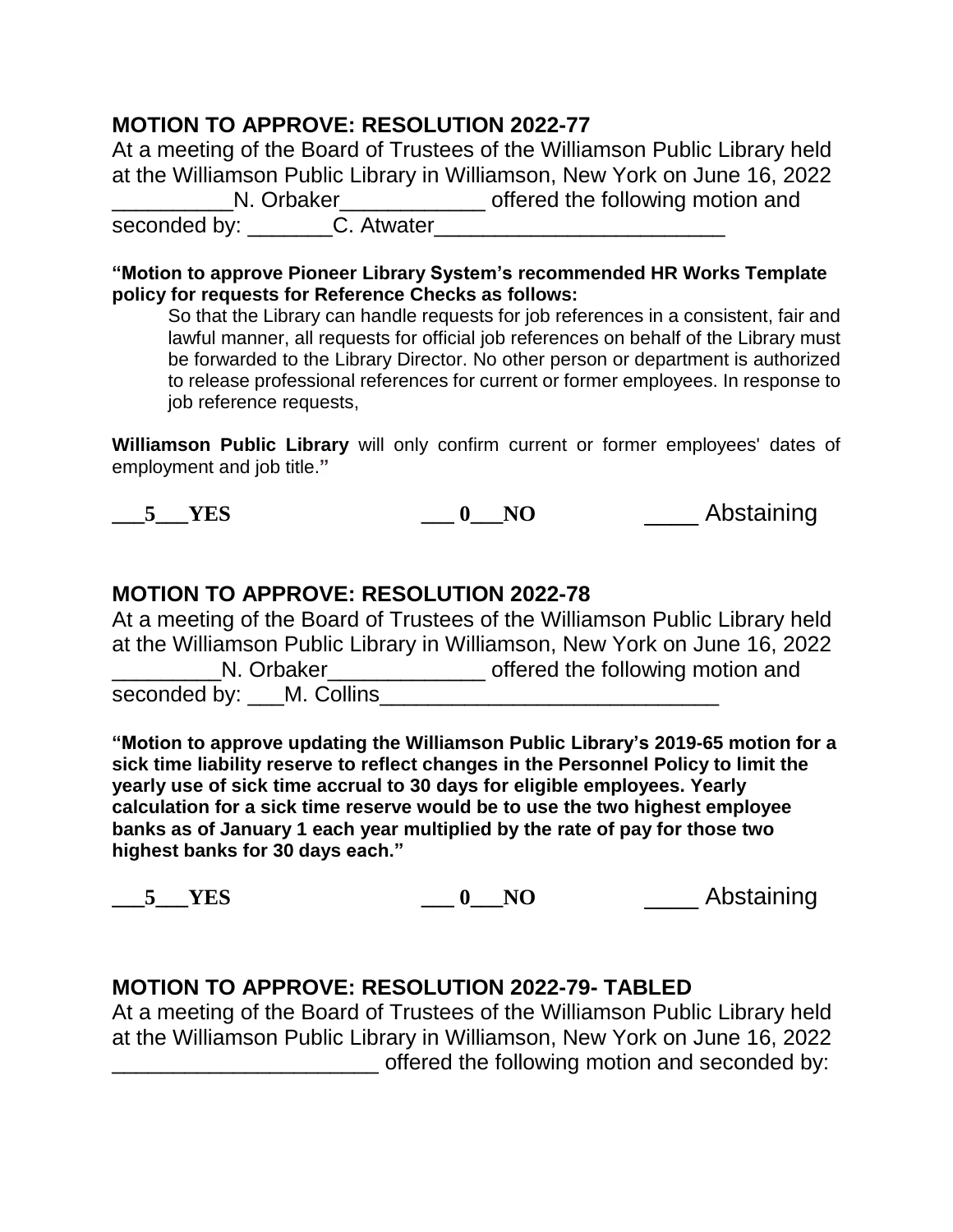## MOTION TO APPROVE: RESOLUTION 2022-77

At a meeting of the Board of Trustees of the Williamson Public Library held at the Williamson Public Library in Williamson, New York on June 16, 2022 __________N. Orbaker____________ offered the following motion and seconded by: _______C. Atwater________________________

**"Motion to approve Pioneer Library System's recommended HR Works Template policy for requests for Reference Checks as follows:**

> So that the Library can handle requests for job references in a consistent, fair and lawful manner, all requests for official job references on behalf of the Library must be forwarded to the Library Director. No other person or department is authorized to release professional references for current or former employees. In response to job reference requests,

**Williamson Public Library** will only confirm current or former employees' dates of employment and job title."

**___5___YES** **___ 0___NO** ____ Abstaining

## MOTION TO APPROVE: RESOLUTION 2022-78

At a meeting of the Board of Trustees of the Williamson Public Library held at the Williamson Public Library in Williamson, New York on June 16, 2022 _________N. Orbaker_____________ offered the following motion and seconded by: ___M. Collins____________________________

**"Motion to approve updating the Williamson Public Library's 2019-65 motion for a sick time liability reserve to reflect changes in the Personnel Policy to limit the yearly use of sick time accrual to 30 days for eligible employees. Yearly calculation for a sick time reserve would be to use the two highest employee banks as of January 1 each year multiplied by the rate of pay for those two highest banks for 30 days each."**

**___5___YES** **___ 0___NO** ____ Abstaining

## MOTION TO APPROVE: RESOLUTION 2022-79- TABLED

At a meeting of the Board of Trustees of the Williamson Public Library held at the Williamson Public Library in Williamson, New York on June 16, 2022 ______________________ offered the following motion and seconded by: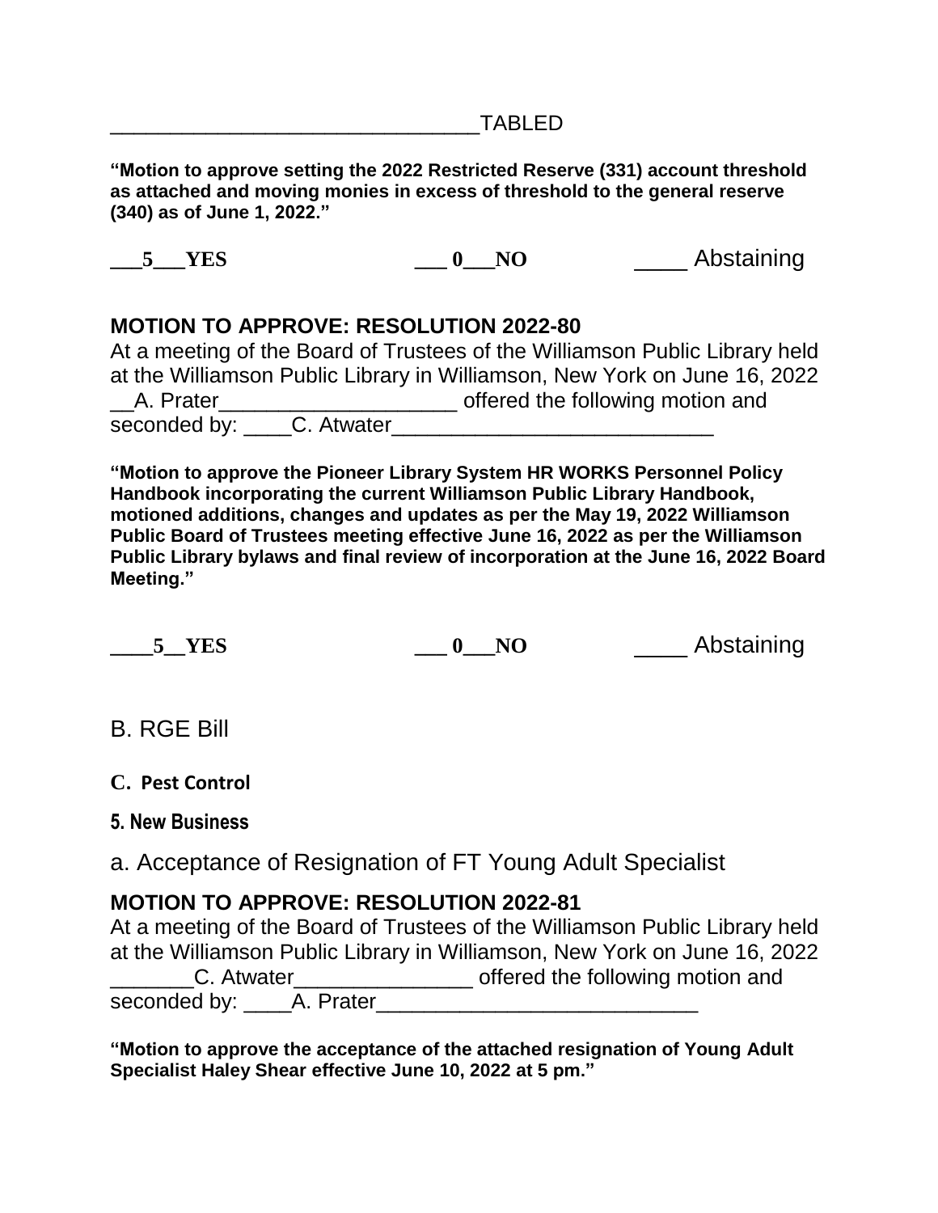______________________________TABLED

**"Motion to approve setting the 2022 Restricted Reserve (331) account threshold as attached and moving monies in excess of threshold to the general reserve (340) as of June 1, 2022."**

**___5___YES** **___ 0___NO** ____ Abstaining

**MOTION TO APPROVE: RESOLUTION 2022-80**

At a meeting of the Board of Trustees of the Williamson Public Library held at the Williamson Public Library in Williamson, New York on June 16, 2022 __A. Prater____________________ offered the following motion and seconded by: ____C. Atwater___________________________

**"Motion to approve the Pioneer Library System HR WORKS Personnel Policy Handbook incorporating the current Williamson Public Library Handbook, motioned additions, changes and updates as per the May 19, 2022 Williamson Public Board of Trustees meeting effective June 16, 2022 as per the Williamson Public Library bylaws and final review of incorporation at the June 16, 2022 Board Meeting."**

**____5__YES** **___ 0___NO** ____ Abstaining

B. RGE Bill

**C. Pest Control**

**5. New Business**

a. Acceptance of Resignation of FT Young Adult Specialist

**MOTION TO APPROVE: RESOLUTION 2022-81**

At a meeting of the Board of Trustees of the Williamson Public Library held at the Williamson Public Library in Williamson, New York on June 16, 2022 _______C. Atwater_______________ offered the following motion and seconded by: ____A. Prater___________________________

**"Motion to approve the acceptance of the attached resignation of Young Adult Specialist Haley Shear effective June 10, 2022 at 5 pm."**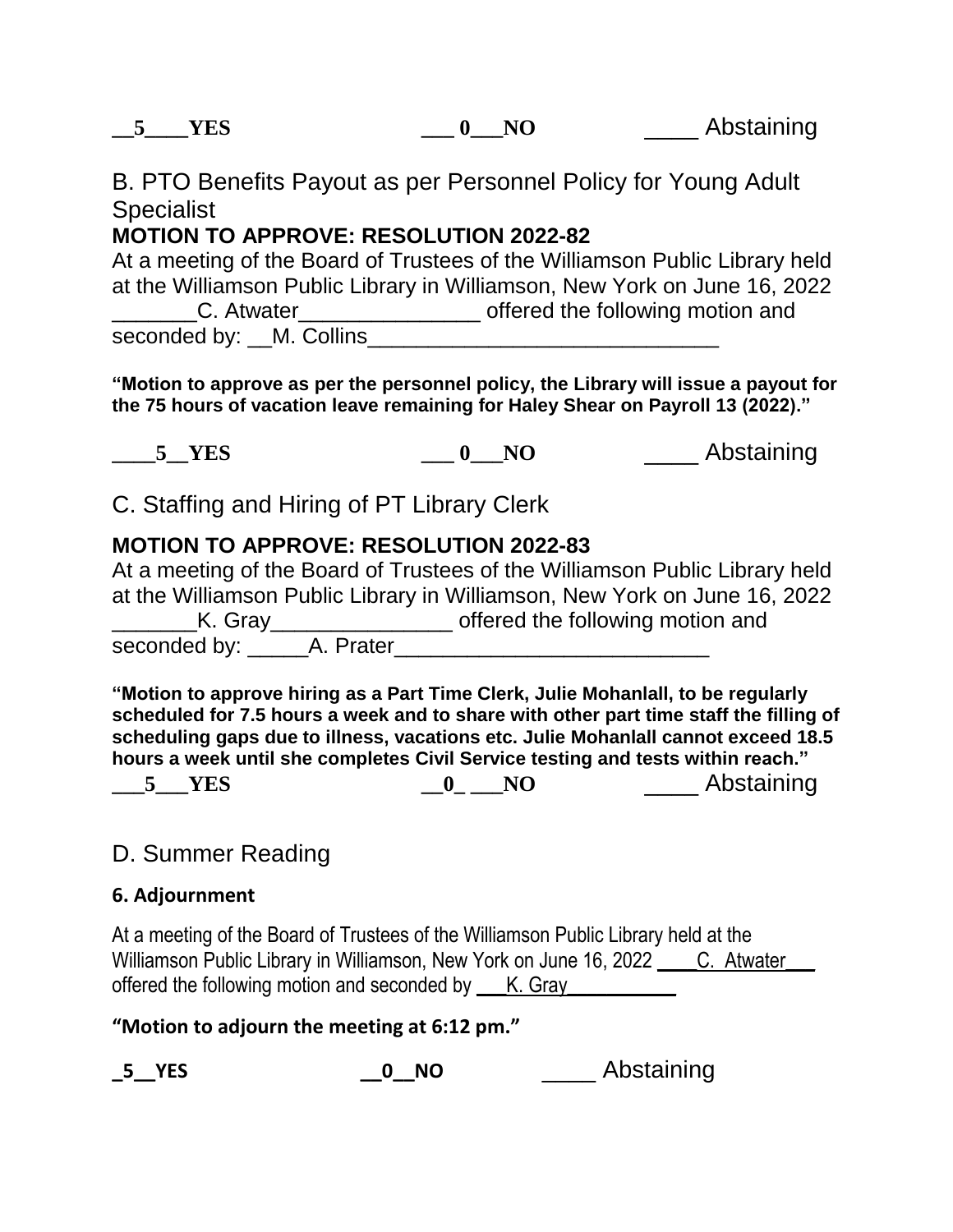**__5____YES** **___ 0___NO** ____ Abstaining

B. PTO Benefits Payout as per Personnel Policy for Young Adult Specialist

**MOTION TO APPROVE: RESOLUTION 2022-82**

At a meeting of the Board of Trustees of the Williamson Public Library held at the Williamson Public Library in Williamson, New York on June 16, 2022 _______C. Atwater_______________ offered the following motion and seconded by: __M. Collins______________________________

**"Motion to approve as per the personnel policy, the Library will issue a payout for the 75 hours of vacation leave remaining for Haley Shear on Payroll 13 (2022)."**

**____5__YES** **___ 0___NO** ____ Abstaining

C. Staffing and Hiring of PT Library Clerk

**MOTION TO APPROVE: RESOLUTION 2022-83**

At a meeting of the Board of Trustees of the Williamson Public Library held at the Williamson Public Library in Williamson, New York on June 16, 2022 _______K. Gray_______________ offered the following motion and seconded by: _____A. Prater___________________________

**"Motion to approve hiring as a Part Time Clerk, Julie Mohanlall, to be regularly scheduled for 7.5 hours a week and to share with other part time staff the filling of scheduling gaps due to illness, vacations etc. Julie Mohanlall cannot exceed 18.5 hours a week until she completes Civil Service testing and tests within reach."**

**___5___YES** **__0_ ___NO** ____ Abstaining

D. Summer Reading

**6. Adjournment**

At a meeting of the Board of Trustees of the Williamson Public Library held at the Williamson Public Library in Williamson, New York on June 16, 2022 ____C. Atwater___ offered the following motion and seconded by ___K. Gray___________

**"Motion to adjourn the meeting at 6:12 pm."**

**_5__YES** **__0__NO** ____ Abstaining